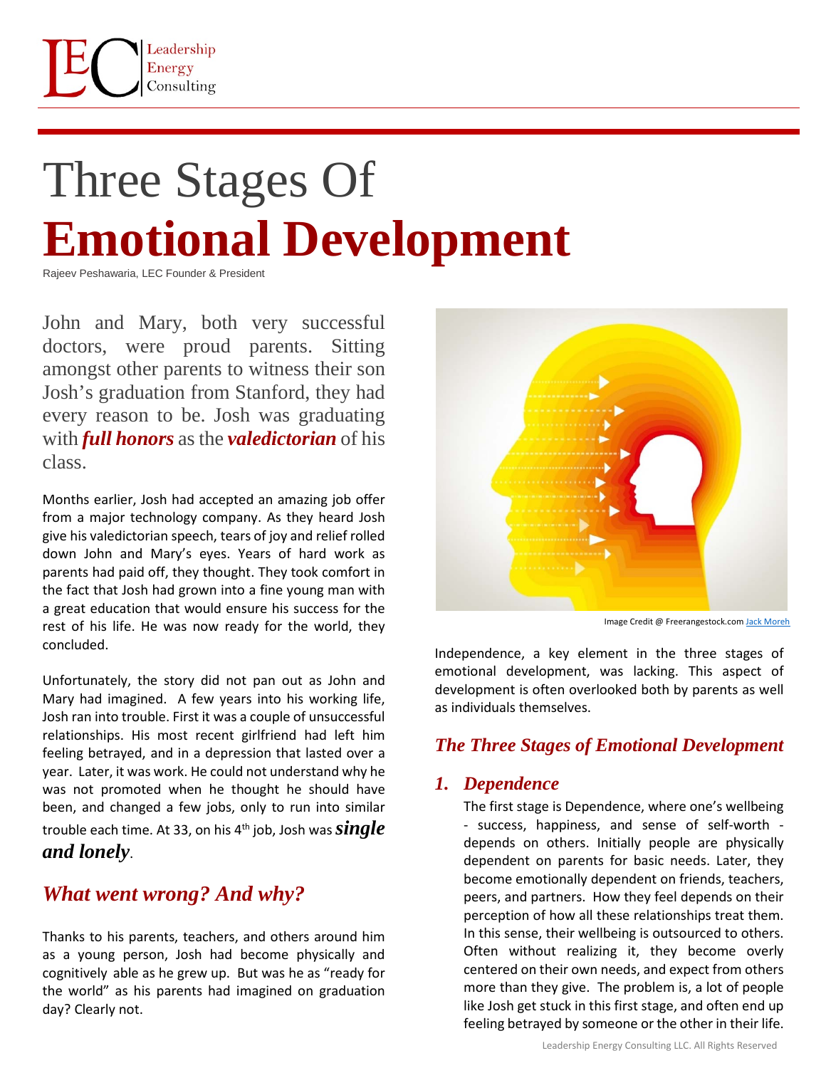# Three Stages Of **Emotional Development**

Rajeev Peshawaria, LEC Founder & President

John and Mary, both very successful doctors, were proud parents. Sitting amongst other parents to witness their son Josh's graduation from Stanford, they had every reason to be. Josh was graduating with ***full honors*** as the ***valedictorian*** of his class.

Months earlier, Josh had accepted an amazing job offer from a major technology company. As they heard Josh give his valedictorian speech, tears of joy and relief rolled down John and Mary's eyes. Years of hard work as parents had paid off, they thought. They took comfort in the fact that Josh had grown into a fine young man with a great education that would ensure his success for the rest of his life. He was now ready for the world, they concluded.

Unfortunately, the story did not pan out as John and Mary had imagined. A few years into his working life, Josh ran into trouble. First it was a couple of unsuccessful relationships. His most recent girlfriend had left him feeling betrayed, and in a depression that lasted over a year. Later, it was work. He could not understand why he was not promoted when he thought he should have been, and changed a few jobs, only to run into similar trouble each time. At 33, on his 4th job, Josh was ***single and lonely***.

## *What went wrong? And why?*

Thanks to his parents, teachers, and others around him as a young person, Josh had become physically and cognitively able as he grew up. But was he as "ready for the world" as his parents had imagined on graduation day? Clearly not.

Image Credit @ Freerangestock.com Jack Moreh

Independence, a key element in the three stages of emotional development, was lacking. This aspect of development is often overlooked both by parents as well as individuals themselves.

## *The Three Stages of Emotional Development*

### *1. Dependence*

The first stage is Dependence, where one's wellbeing - success, happiness, and sense of self-worth - depends on others. Initially people are physically dependent on parents for basic needs. Later, they become emotionally dependent on friends, teachers, peers, and partners. How they feel depends on their perception of how all these relationships treat them. In this sense, their wellbeing is outsourced to others. Often without realizing it, they become overly centered on their own needs, and expect from others more than they give. The problem is, a lot of people like Josh get stuck in this first stage, and often end up feeling betrayed by someone or the other in their life.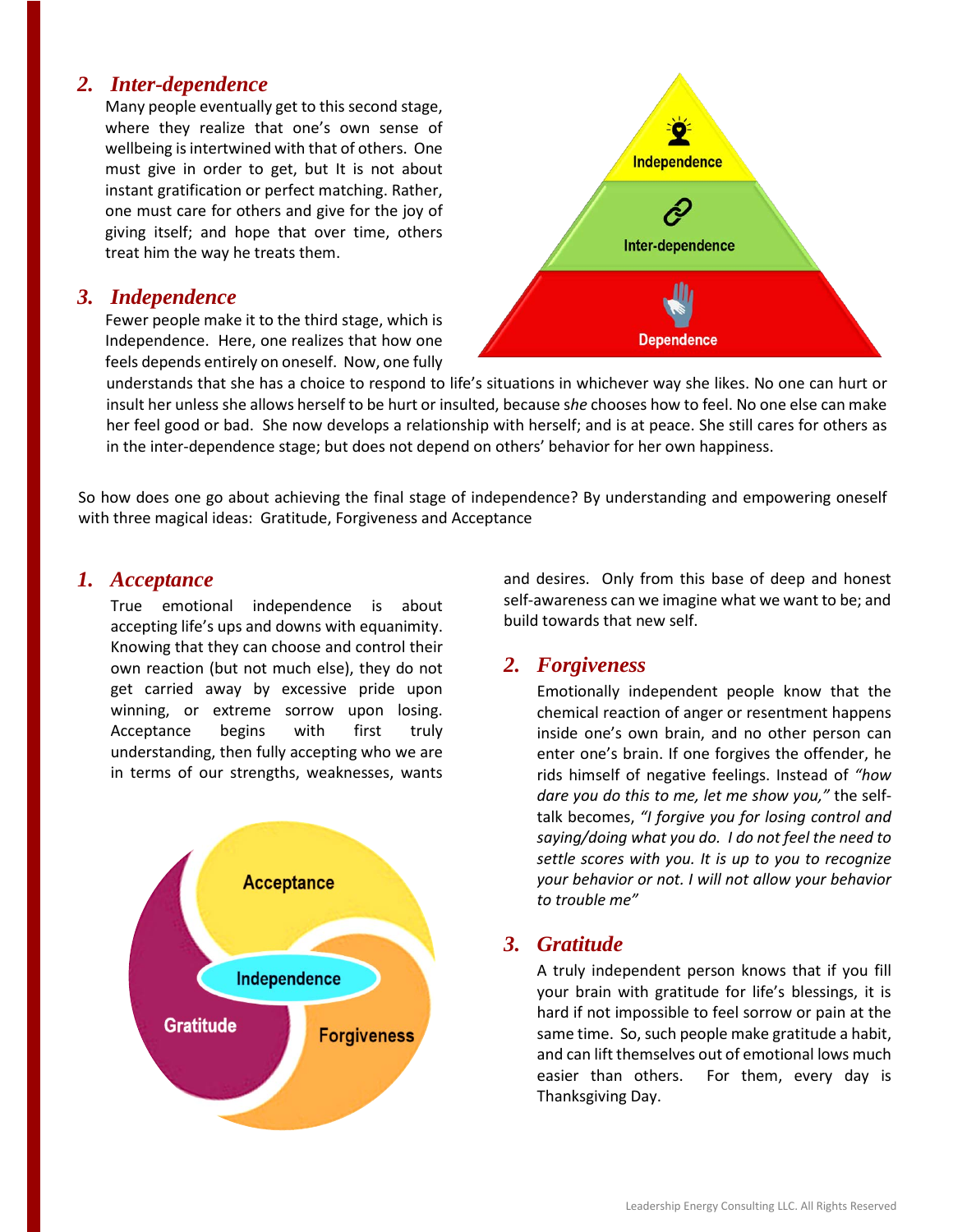## 2. *Inter-dependence*

Many people eventually get to this second stage, where they realize that one's own sense of wellbeing is intertwined with that of others. One must give in order to get, but It is not about instant gratification or perfect matching. Rather, one must care for others and give for the joy of giving itself; and hope that over time, others treat him the way he treats them.

Independence

Inter-dependence

Dependence

## 3. *Independence*

Fewer people make it to the third stage, which is Independence. Here, one realizes that how one feels depends entirely on oneself. Now, one fully understands that she has a choice to respond to life's situations in whichever way she likes. No one can hurt or insult her unless she allows herself to be hurt or insulted, because *she* chooses how to feel. No one else can make her feel good or bad. She now develops a relationship with herself; and is at peace. She still cares for others as in the inter-dependence stage; but does not depend on others' behavior for her own happiness.

So how does one go about achieving the final stage of independence? By understanding and empowering oneself with three magical ideas: Gratitude, Forgiveness and Acceptance

## 1. *Acceptance*

True emotional independence is about accepting life's ups and downs with equanimity. Knowing that they can choose and control their own reaction (but not much else), they do not get carried away by excessive pride upon winning, or extreme sorrow upon losing. Acceptance begins with first truly understanding, then fully accepting who we are in terms of our strengths, weaknesses, wants and desires. Only from this base of deep and honest self-awareness can we imagine what we want to be; and build towards that new self.

Acceptance

Independence

Gratitude

Forgiveness

## 2. *Forgiveness*

Emotionally independent people know that the chemical reaction of anger or resentment happens inside one's own brain, and no other person can enter one's brain. If one forgives the offender, he rids himself of negative feelings. Instead of *"how dare you do this to me, let me show you,"* the self-talk becomes, *"I forgive you for losing control and saying/doing what you do. I do not feel the need to settle scores with you. It is up to you to recognize your behavior or not. I will not allow your behavior to trouble me"*

## 3. *Gratitude*

A truly independent person knows that if you fill your brain with gratitude for life's blessings, it is hard if not impossible to feel sorrow or pain at the same time. So, such people make gratitude a habit, and can lift themselves out of emotional lows much easier than others. For them, every day is Thanksgiving Day.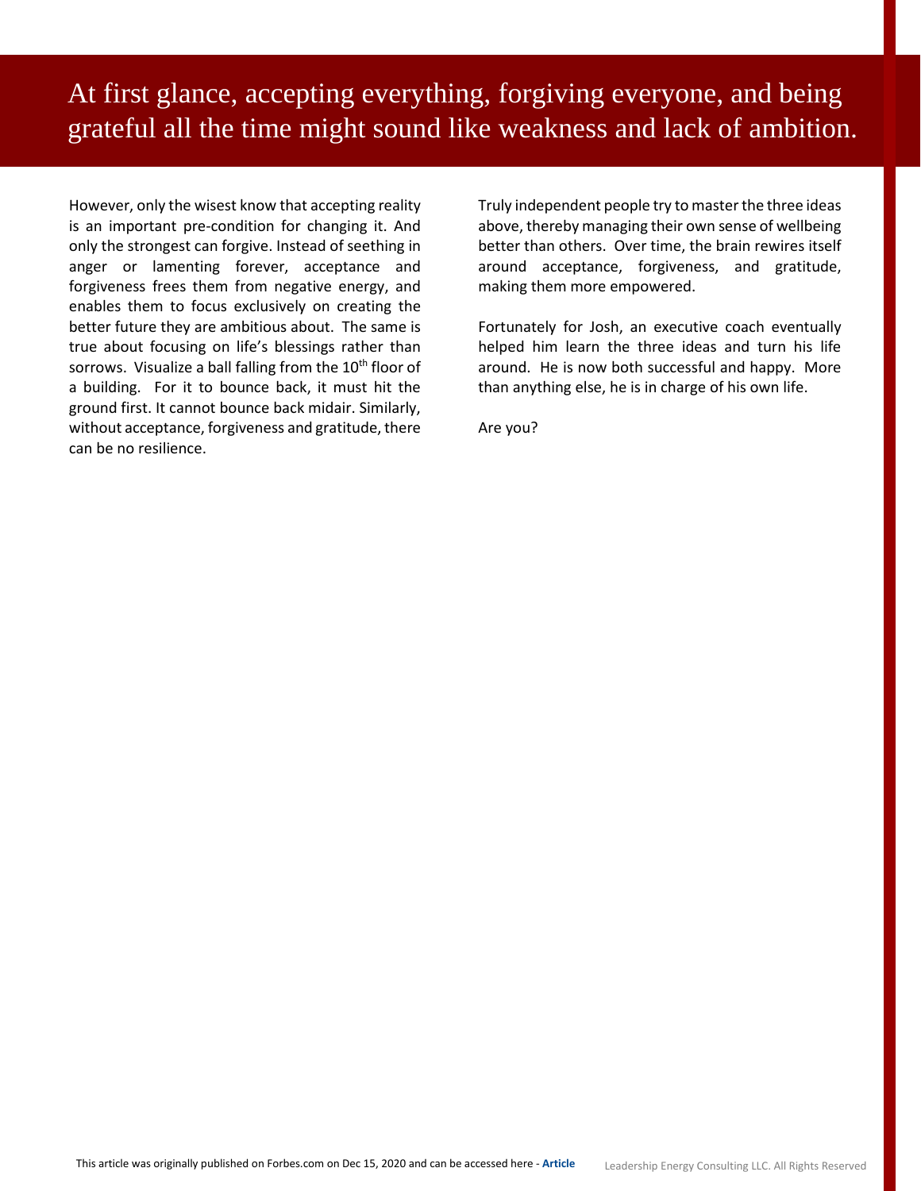## At first glance, accepting everything, forgiving everyone, and being grateful all the time might sound like weakness and lack of ambition.

However, only the wisest know that accepting reality is an important pre-condition for changing it. And only the strongest can forgive. Instead of seething in anger or lamenting forever, acceptance and forgiveness frees them from negative energy, and enables them to focus exclusively on creating the better future they are ambitious about. The same is true about focusing on life's blessings rather than sorrows. Visualize a ball falling from the 10th floor of a building. For it to bounce back, it must hit the ground first. It cannot bounce back midair. Similarly, without acceptance, forgiveness and gratitude, there can be no resilience.

Truly independent people try to master the three ideas above, thereby managing their own sense of wellbeing better than others. Over time, the brain rewires itself around acceptance, forgiveness, and gratitude, making them more empowered.

Fortunately for Josh, an executive coach eventually helped him learn the three ideas and turn his life around. He is now both successful and happy. More than anything else, he is in charge of his own life.

Are you?

This article was originally published on Forbes.com on Dec 15, 2020 and can be accessed here - **Article**

Leadership Energy Consulting LLC. All Rights Reserved